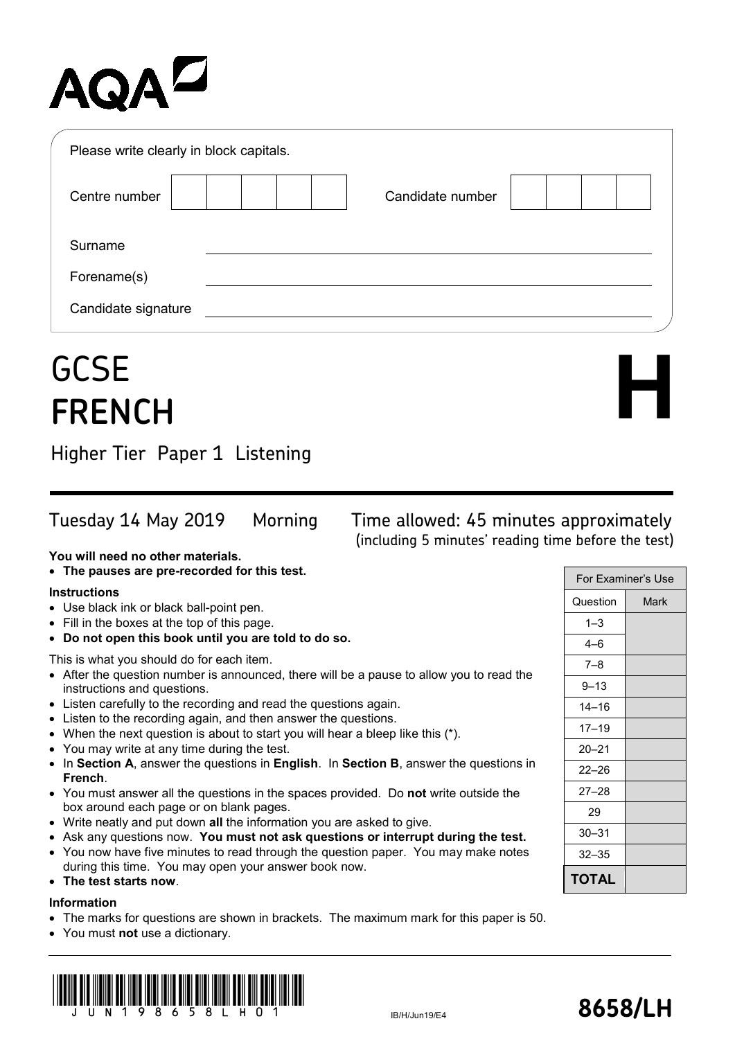AQA

Please write clearly in block capitals.

| Centre number | | | | | | Candidate number | | | | |
|---|---|---|---|---|---|---|---|---|---|---|

Surname ________________________________

Forename(s) ________________________________

Candidate signature ________________________________

# GCSE FRENCH

# H

## Higher Tier Paper 1 Listening

Tuesday 14 May 2019 Morning Time allowed: 45 minutes approximately (including 5 minutes' reading time before the test)

**You will need no other materials.**

- **The pauses are pre-recorded for this test.**

**Instructions**

- Use black ink or black ball-point pen.
- Fill in the boxes at the top of this page.
- **Do not open this book until you are told to do so.**

This is what you should do for each item.

- After the question number is announced, there will be a pause to allow you to read the instructions and questions.
- Listen carefully to the recording and read the questions again.
- Listen to the recording again, and then answer the questions.
- When the next question is about to start you will hear a bleep like this (*).
- You may write at any time during the test.
- In **Section A**, answer the questions in **English**. In **Section B**, answer the questions in **French**.
- You must answer all the questions in the spaces provided. Do **not** write outside the box around each page or on blank pages.
- Write neatly and put down **all** the information you are asked to give.
- Ask any questions now. **You must not ask questions or interrupt during the test.**
- You now have five minutes to read through the question paper. You may make notes during this time. You may open your answer book now.
- **The test starts now**.

**Information**

- The marks for questions are shown in brackets. The maximum mark for this paper is 50.
- You must **not** use a dictionary.

| For Examiner's Use | |
|---|---|
| Question | Mark |
| 1–3 | |
| 4–6 | |
| 7–8 | |
| 9–13 | |
| 14–16 | |
| 17–19 | |
| 20–21 | |
| 22–26 | |
| 27–28 | |
| 29 | |
| 30–31 | |
| 32–35 | |
| **TOTAL** | |

JUN198658LH01

IB/H/Jun19/E4

**8658/LH**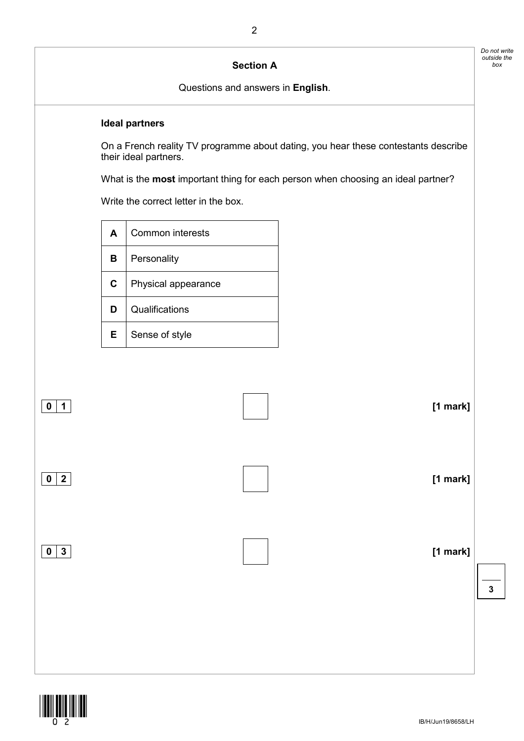## Section A

Questions and answers in **English**.

**Ideal partners**

On a French reality TV programme about dating, you hear these contestants describe their ideal partners.

What is the **most** important thing for each person when choosing an ideal partner?

Write the correct letter in the box.

| | |
|---|---|
| **A** | Common interests |
| **B** | Personality |
| **C** | Physical appearance |
| **D** | Qualifications |
| **E** | Sense of style |

**0 1** [ ] **[1 mark]**

**0 2** [ ] **[1 mark]**

**0 3** [ ] **[1 mark]**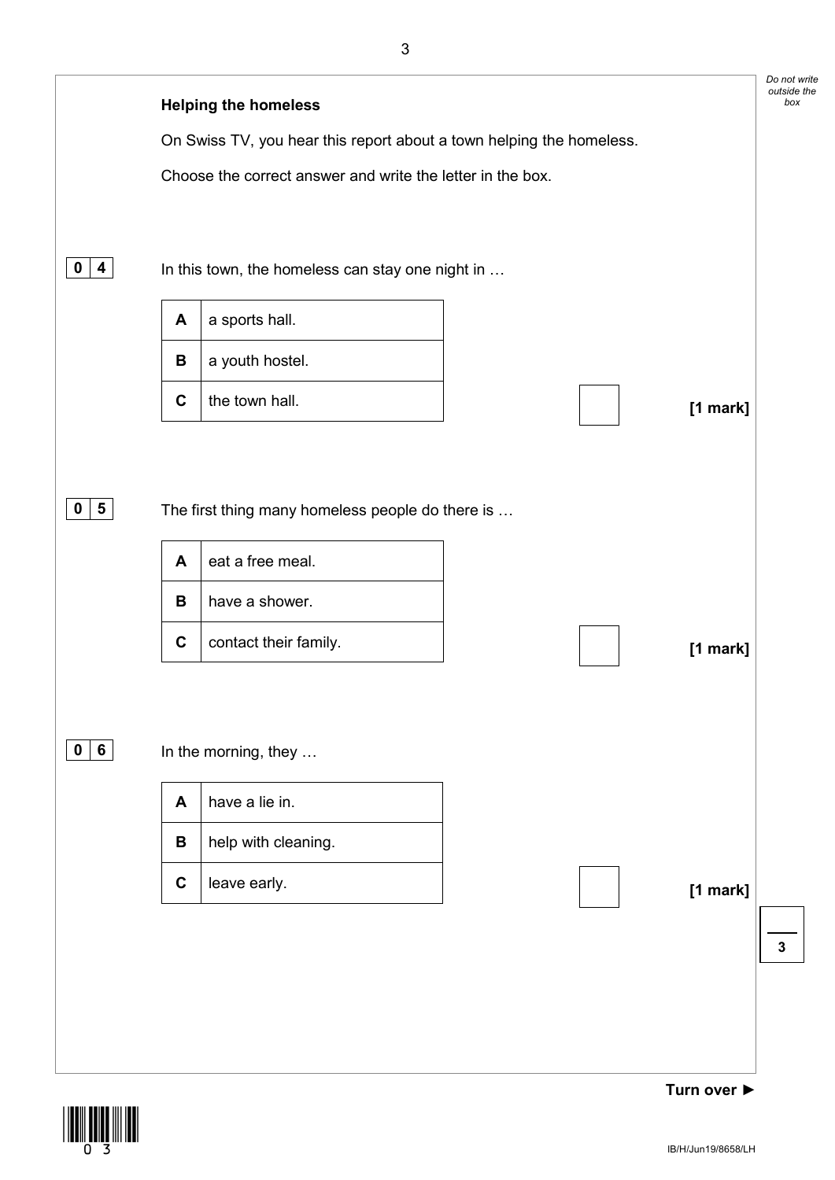**Helping the homeless**

On Swiss TV, you hear this report about a town helping the homeless.

Choose the correct answer and write the letter in the box.

**0 4** In this town, the homeless can stay one night in …

| | |
|---|---|
| **A** | a sports hall. |
| **B** | a youth hostel. |
| **C** | the town hall. |

**[1 mark]**

**0 5** The first thing many homeless people do there is …

| | |
|---|---|
| **A** | eat a free meal. |
| **B** | have a shower. |
| **C** | contact their family. |

**[1 mark]**

**0 6** In the morning, they …

| | |
|---|---|
| **A** | have a lie in. |
| **B** | help with cleaning. |
| **C** | leave early. |

**[1 mark]**

**Turn over ►**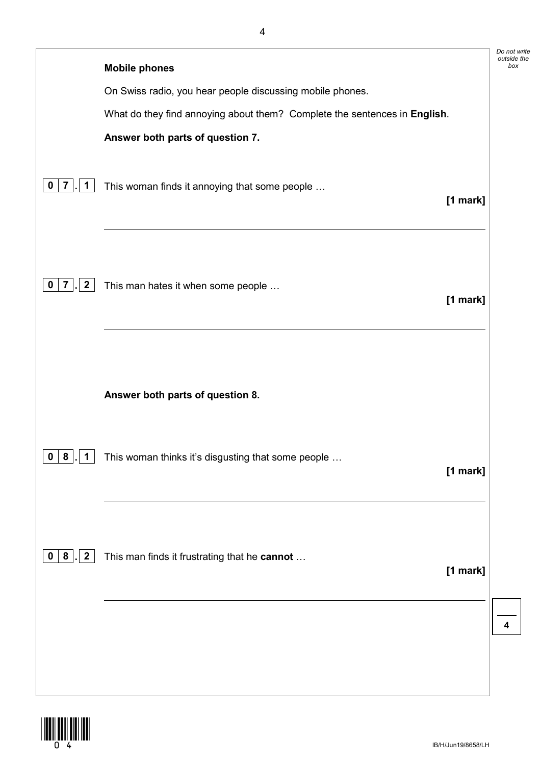**Mobile phones**

On Swiss radio, you hear people discussing mobile phones.

What do they find annoying about them? Complete the sentences in **English**.

**Answer both parts of question 7.**

**0 7 . 1** This woman finds it annoying that some people …

**[1 mark]**

\_\_\_\_\_\_\_\_\_\_\_\_\_\_\_\_\_\_\_\_\_\_\_\_\_\_\_\_\_\_\_\_\_\_\_\_\_\_\_\_\_\_\_\_\_\_\_\_\_\_\_\_\_\_\_\_\_\_\_\_

**0 7 . 2** This man hates it when some people …

**[1 mark]**

\_\_\_\_\_\_\_\_\_\_\_\_\_\_\_\_\_\_\_\_\_\_\_\_\_\_\_\_\_\_\_\_\_\_\_\_\_\_\_\_\_\_\_\_\_\_\_\_\_\_\_\_\_\_\_\_\_\_\_\_

**Answer both parts of question 8.**

**0 8 . 1** This woman thinks it's disgusting that some people …

**[1 mark]**

\_\_\_\_\_\_\_\_\_\_\_\_\_\_\_\_\_\_\_\_\_\_\_\_\_\_\_\_\_\_\_\_\_\_\_\_\_\_\_\_\_\_\_\_\_\_\_\_\_\_\_\_\_\_\_\_\_\_\_\_

**0 8 . 2** This man finds it frustrating that he **cannot** …

**[1 mark]**

\_\_\_\_\_\_\_\_\_\_\_\_\_\_\_\_\_\_\_\_\_\_\_\_\_\_\_\_\_\_\_\_\_\_\_\_\_\_\_\_\_\_\_\_\_\_\_\_\_\_\_\_\_\_\_\_\_\_\_\_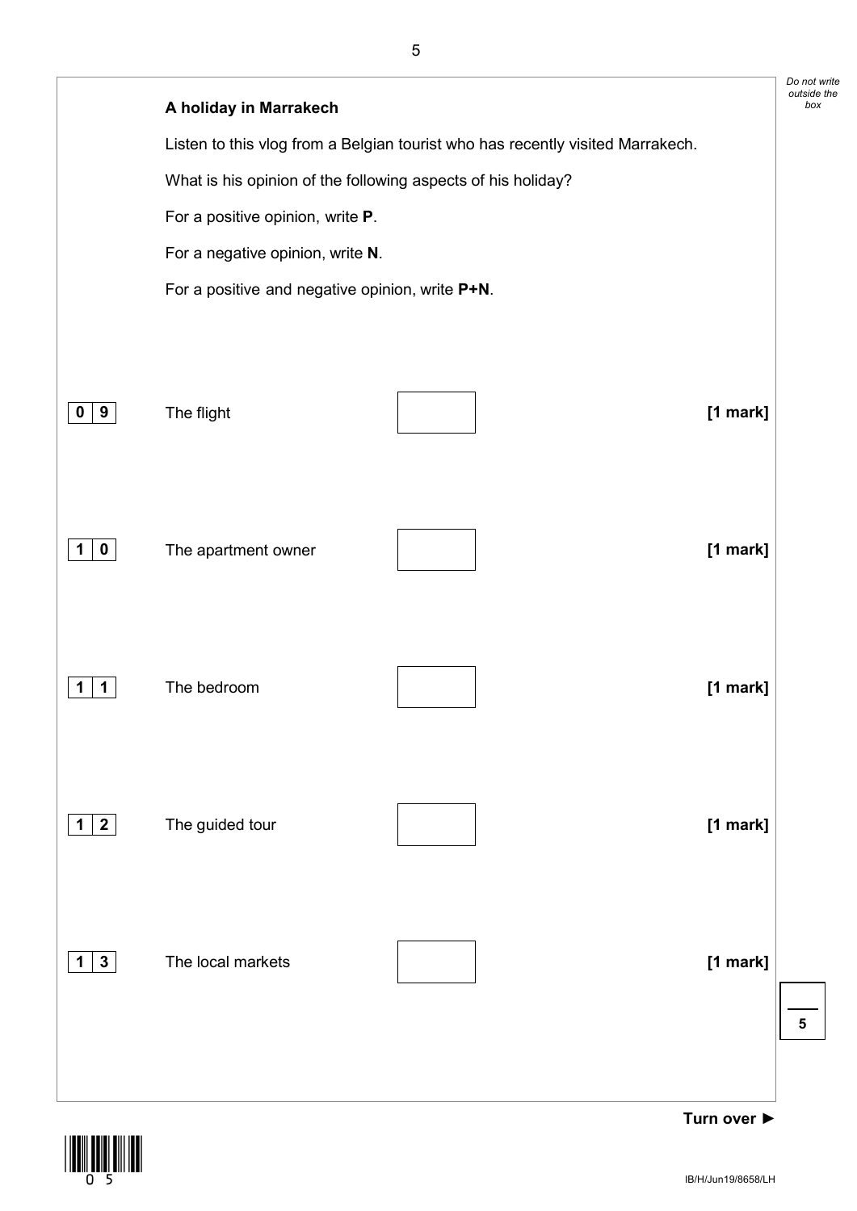**A holiday in Marrakech**

Listen to this vlog from a Belgian tourist who has recently visited Marrakech.

What is his opinion of the following aspects of his holiday?

For a positive opinion, write **P**.

For a negative opinion, write **N**.

For a positive and negative opinion, write **P+N**.

**0 9** The flight ☐ **[1 mark]**

**1 0** The apartment owner ☐ **[1 mark]**

**1 1** The bedroom ☐ **[1 mark]**

**1 2** The guided tour ☐ **[1 mark]**

**1 3** The local markets ☐ **[1 mark]**

**Turn over ►**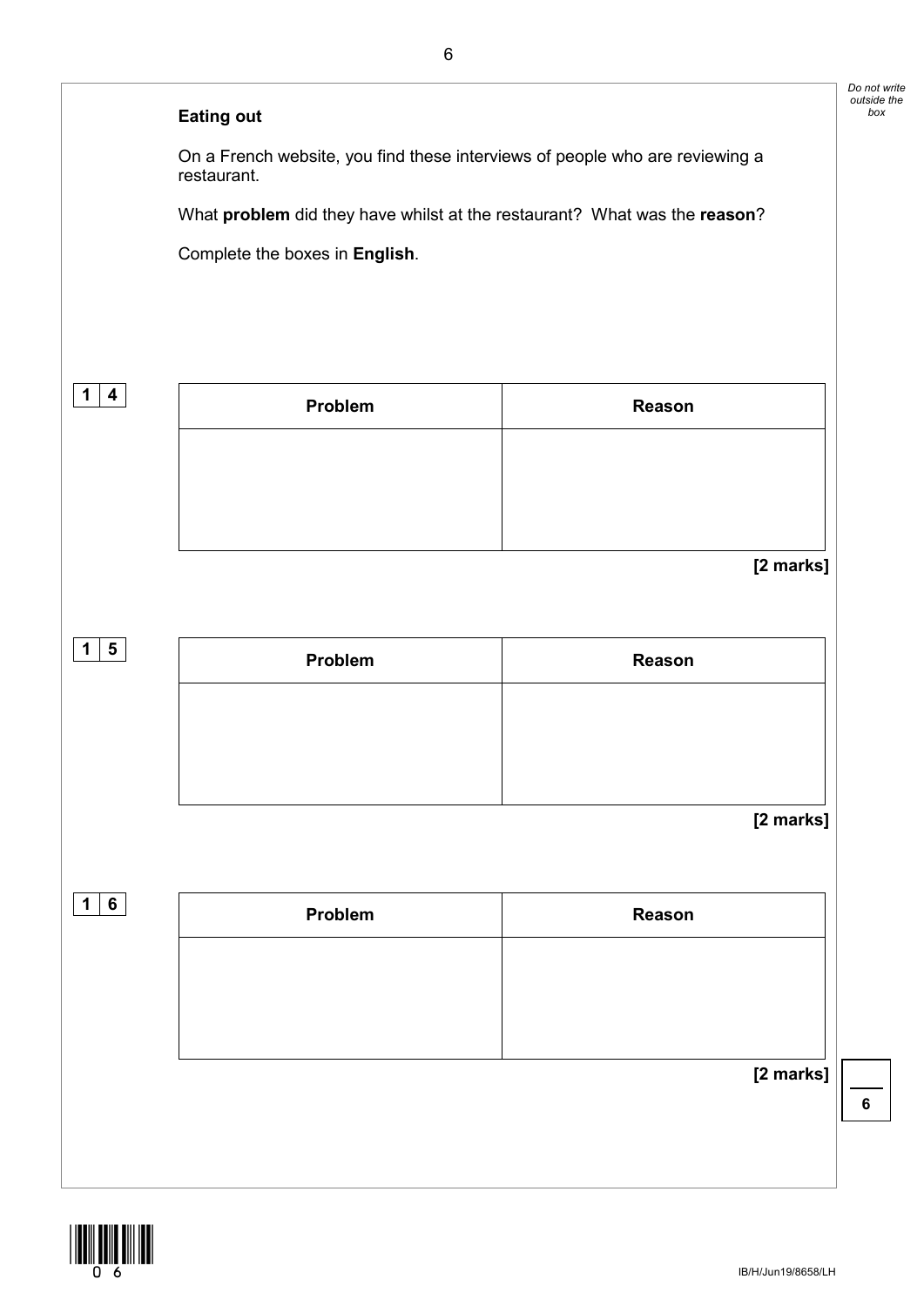**Eating out**

On a French website, you find these interviews of people who are reviewing a restaurant.

What **problem** did they have whilst at the restaurant? What was the **reason**?

Complete the boxes in **English**.

**1 4**

| Problem | Reason |
| --- | --- |
| | |

**[2 marks]**

**1 5**

| Problem | Reason |
| --- | --- |
| | |

**[2 marks]**

**1 6**

| Problem | Reason |
| --- | --- |
| | |

**[2 marks]**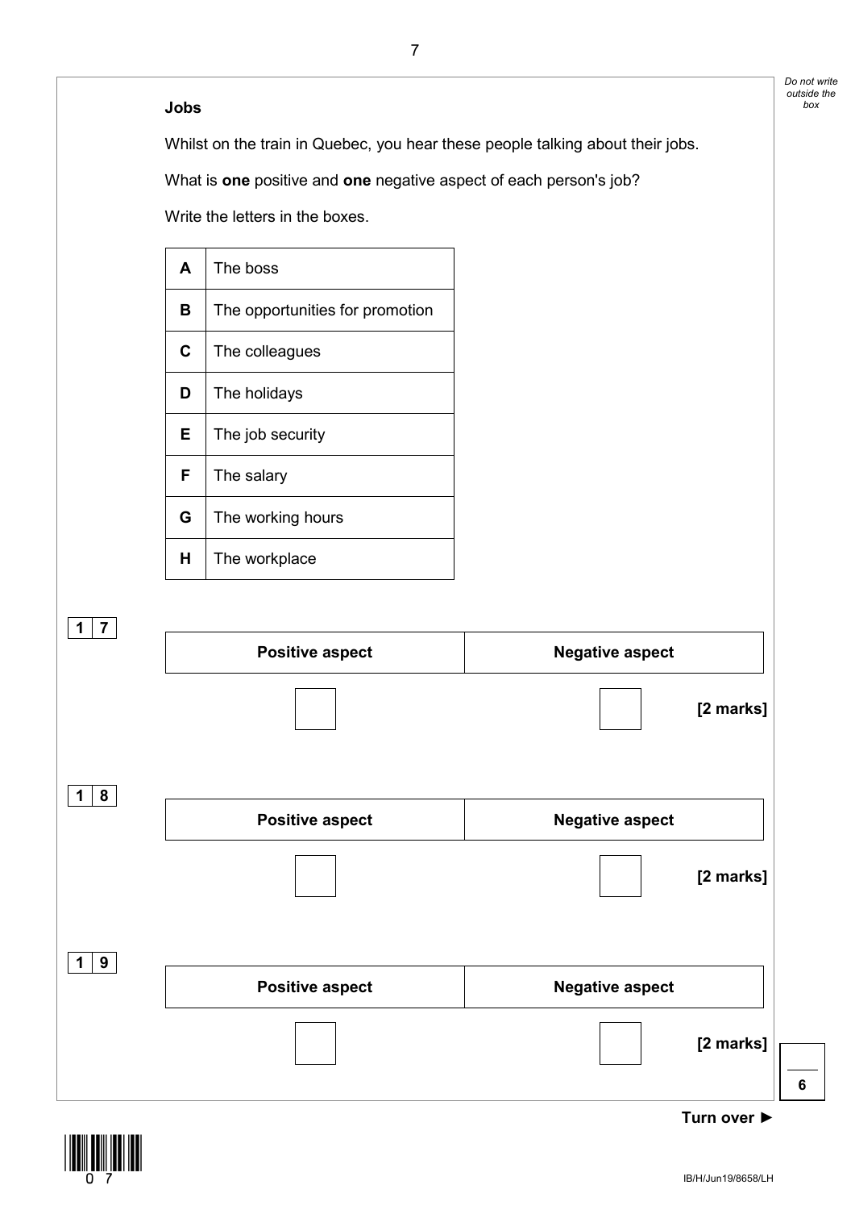**Jobs**

Whilst on the train in Quebec, you hear these people talking about their jobs.

What is **one** positive and **one** negative aspect of each person's job?

Write the letters in the boxes.

| | |
|---|---|
| **A** | The boss |
| **B** | The opportunities for promotion |
| **C** | The colleagues |
| **D** | The holidays |
| **E** | The job security |
| **F** | The salary |
| **G** | The working hours |
| **H** | The workplace |

**1 7**

| Positive aspect | Negative aspect |
|---|---|
| ☐ | ☐ |

**[2 marks]**

**1 8**

| Positive aspect | Negative aspect |
|---|---|
| ☐ | ☐ |

**[2 marks]**

**1 9**

| Positive aspect | Negative aspect |
|---|---|
| ☐ | ☐ |

**[2 marks]**

**Turn over ►**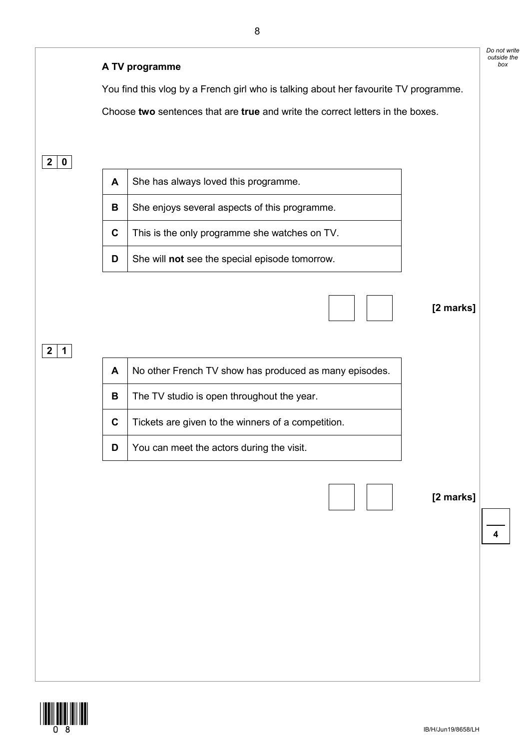**A TV programme**

You find this vlog by a French girl who is talking about her favourite TV programme.

Choose **two** sentences that are **true** and write the correct letters in the boxes.

**2 0**

| | |
|---|---|
| **A** | She has always loved this programme. |
| **B** | She enjoys several aspects of this programme. |
| **C** | This is the only programme she watches on TV. |
| **D** | She will **not** see the special episode tomorrow. |

☐ ☐ **[2 marks]**

**2 1**

| | |
|---|---|
| **A** | No other French TV show has produced as many episodes. |
| **B** | The TV studio is open throughout the year. |
| **C** | Tickets are given to the winners of a competition. |
| **D** | You can meet the actors during the visit. |

☐ ☐ **[2 marks]**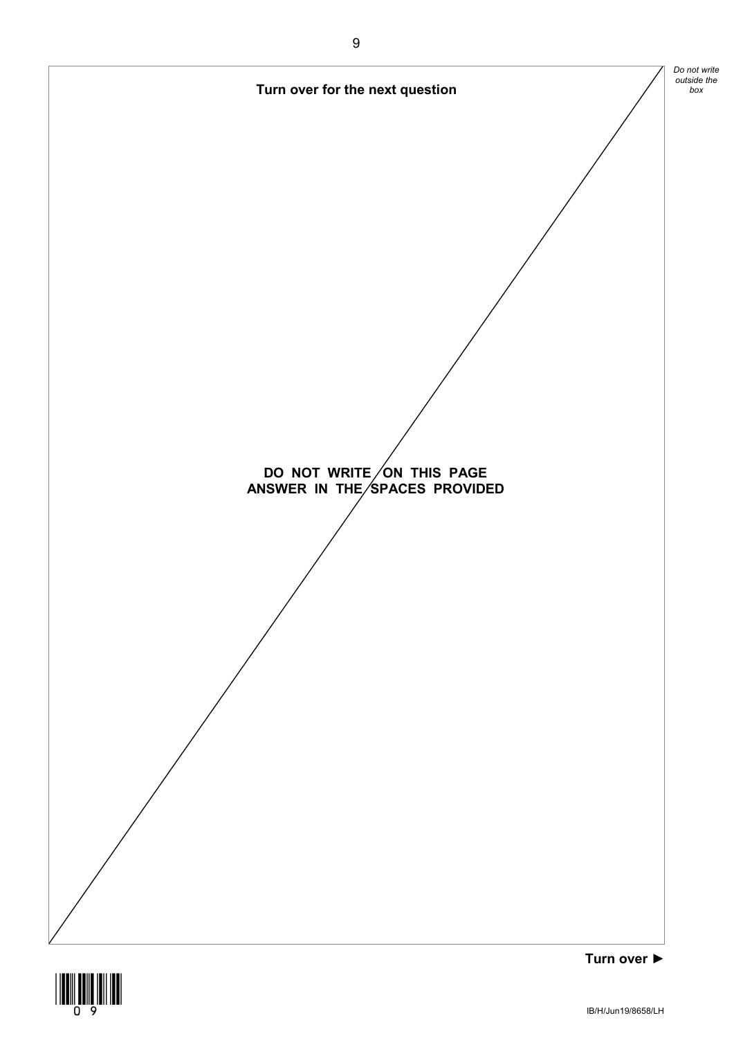**Turn over for the next question**

**DO NOT WRITE ON THIS PAGE**
**ANSWER IN THE SPACES PROVIDED**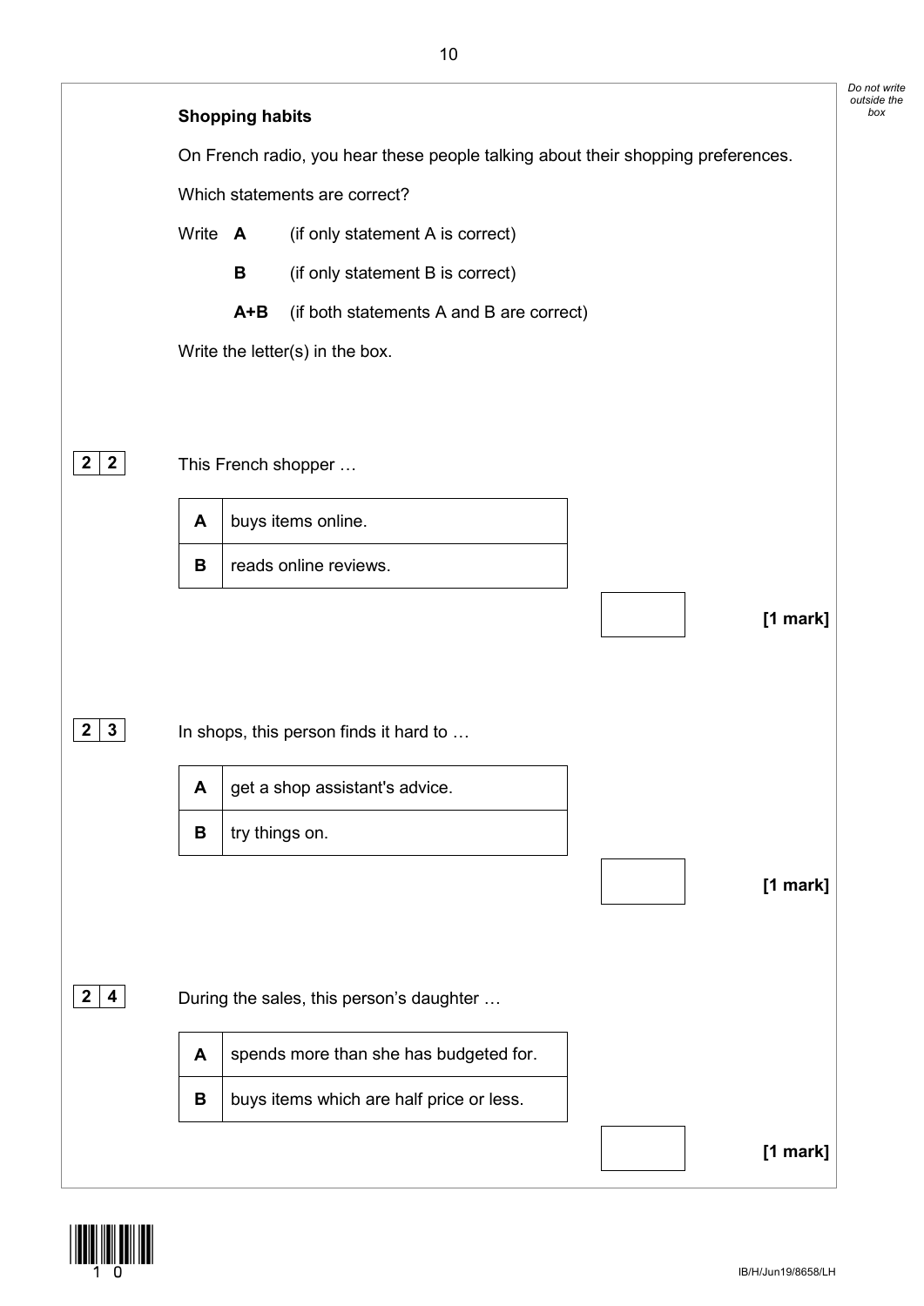### Shopping habits

On French radio, you hear these people talking about their shopping preferences.

Which statements are correct?

Write **A** (if only statement A is correct)

**B** (if only statement B is correct)

**A+B** (if both statements A and B are correct)

Write the letter(s) in the box.

**2 2** This French shopper …

| | |
|---|---|
| **A** | buys items online. |
| **B** | reads online reviews. |

**[1 mark]**

**2 3** In shops, this person finds it hard to …

| | |
|---|---|
| **A** | get a shop assistant's advice. |
| **B** | try things on. |

**[1 mark]**

**2 4** During the sales, this person's daughter …

| | |
|---|---|
| **A** | spends more than she has budgeted for. |
| **B** | buys items which are half price or less. |

**[1 mark]**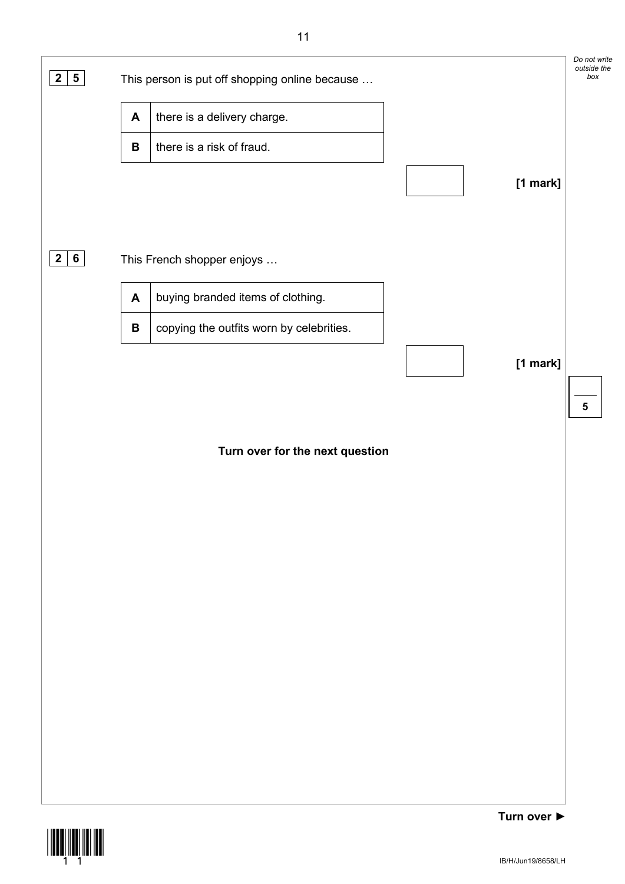**2 5** This person is put off shopping online because …

| | |
|---|---|
| **A** | there is a delivery charge. |
| **B** | there is a risk of fraud. |

**[1 mark]**

**2 6** This French shopper enjoys …

| | |
|---|---|
| **A** | buying branded items of clothing. |
| **B** | copying the outfits worn by celebrities. |

**[1 mark]**

**Turn over for the next question**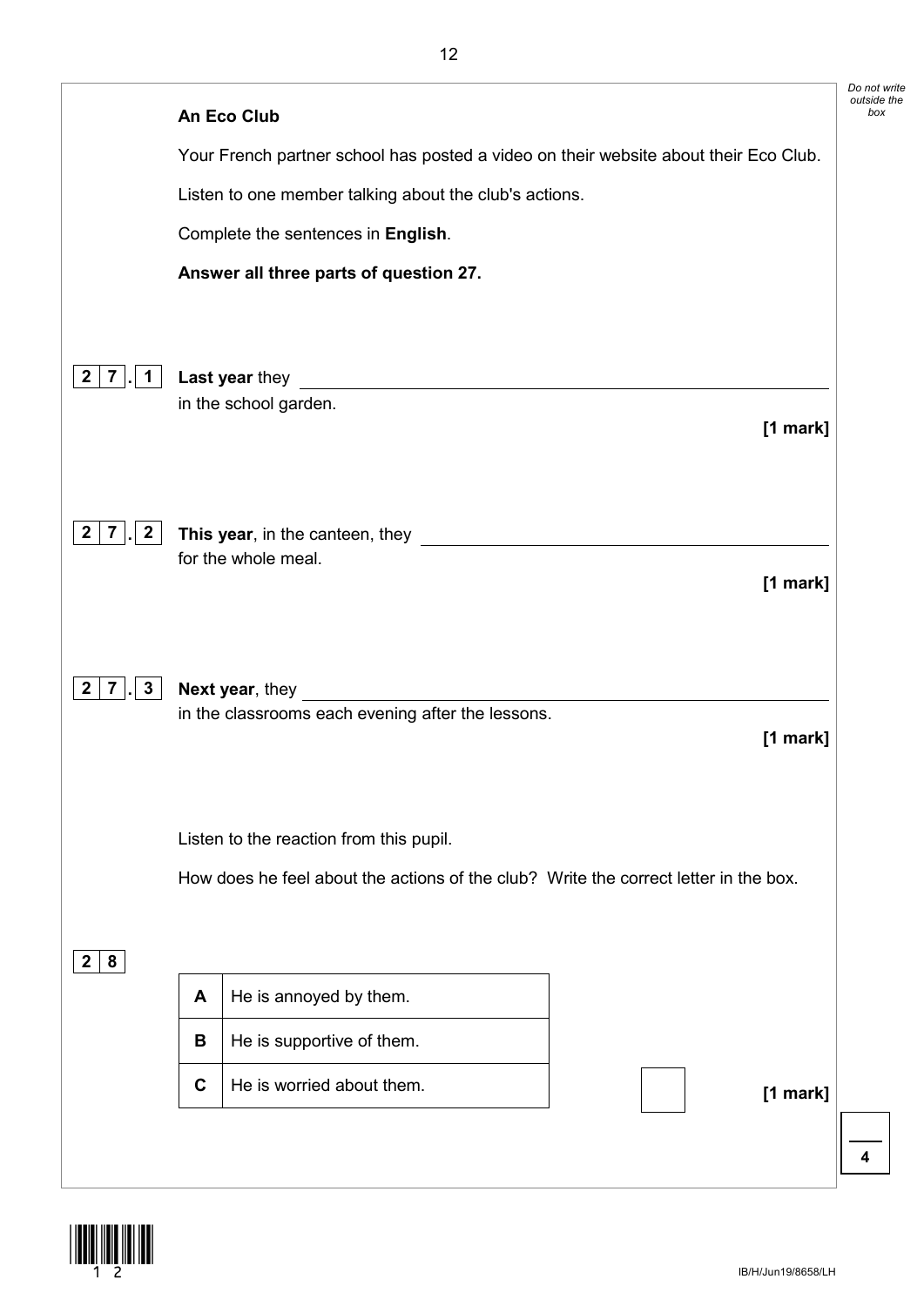## An Eco Club

Your French partner school has posted a video on their website about their Eco Club.

Listen to one member talking about the club's actions.

Complete the sentences in **English**.

**Answer all three parts of question 27.**

**27.1** **Last year** they ______________________________ in the school garden.

**[1 mark]**

**27.2** **This year**, in the canteen, they ______________________________ for the whole meal.

**[1 mark]**

**27.3** **Next year**, they ______________________________ in the classrooms each evening after the lessons.

**[1 mark]**

Listen to the reaction from this pupil.

How does he feel about the actions of the club? Write the correct letter in the box.

**28**

| | |
|---|---|
| **A** | He is annoyed by them. |
| **B** | He is supportive of them. |
| **C** | He is worried about them. |

☐ **[1 mark]**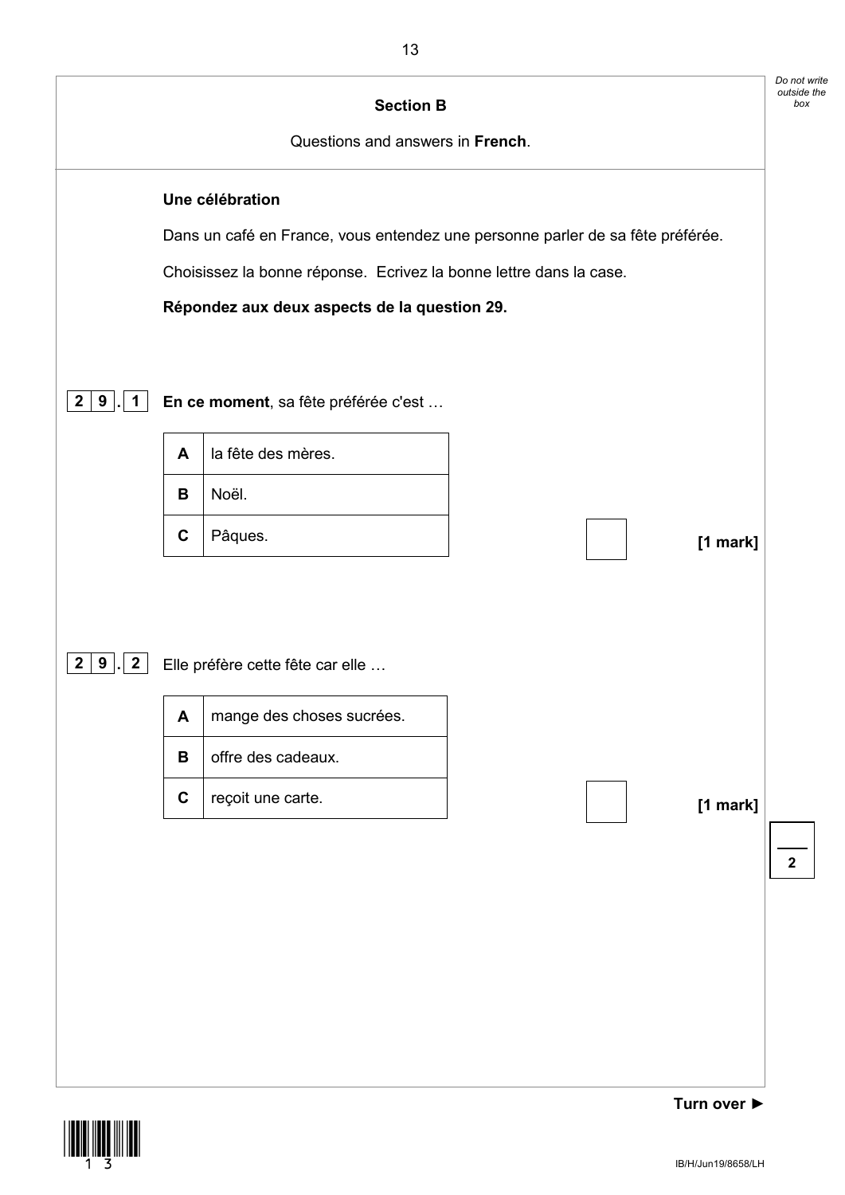## Section B

Questions and answers in **French**.

**Une célébration**

Dans un café en France, vous entendez une personne parler de sa fête préférée.

Choisissez la bonne réponse. Ecrivez la bonne lettre dans la case.

**Répondez aux deux aspects de la question 29.**

**29.1** **En ce moment**, sa fête préférée c'est …

| | |
|---|---|
| **A** | la fête des mères. |
| **B** | Noël. |
| **C** | Pâques. |

☐ **[1 mark]**

**29.2** Elle préfère cette fête car elle …

| | |
|---|---|
| **A** | mange des choses sucrées. |
| **B** | offre des cadeaux. |
| **C** | reçoit une carte. |

☐ **[1 mark]**

Turn over ►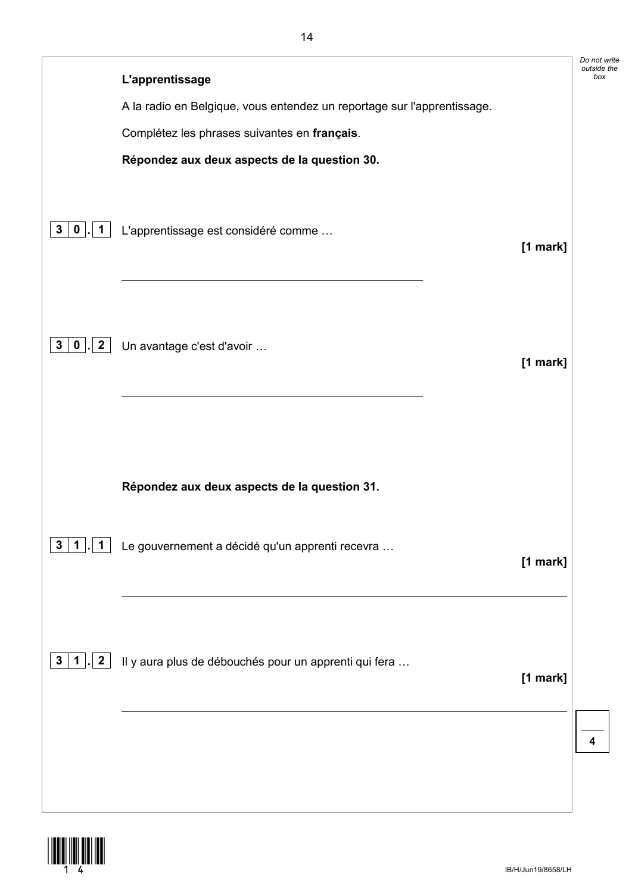**L'apprentissage**

A la radio en Belgique, vous entendez un reportage sur l'apprentissage.

Complétez les phrases suivantes en **français**.

**Répondez aux deux aspects de la question 30.**

**30.1** L'apprentissage est considéré comme …

**[1 mark]**

_______________________________________________

**30.2** Un avantage c'est d'avoir …

**[1 mark]**

_______________________________________________

**Répondez aux deux aspects de la question 31.**

**31.1** Le gouvernement a décidé qu'un apprenti recevra …

**[1 mark]**

_______________________________________________

**31.2** Il y aura plus de débouchés pour un apprenti qui fera …

**[1 mark]**

_______________________________________________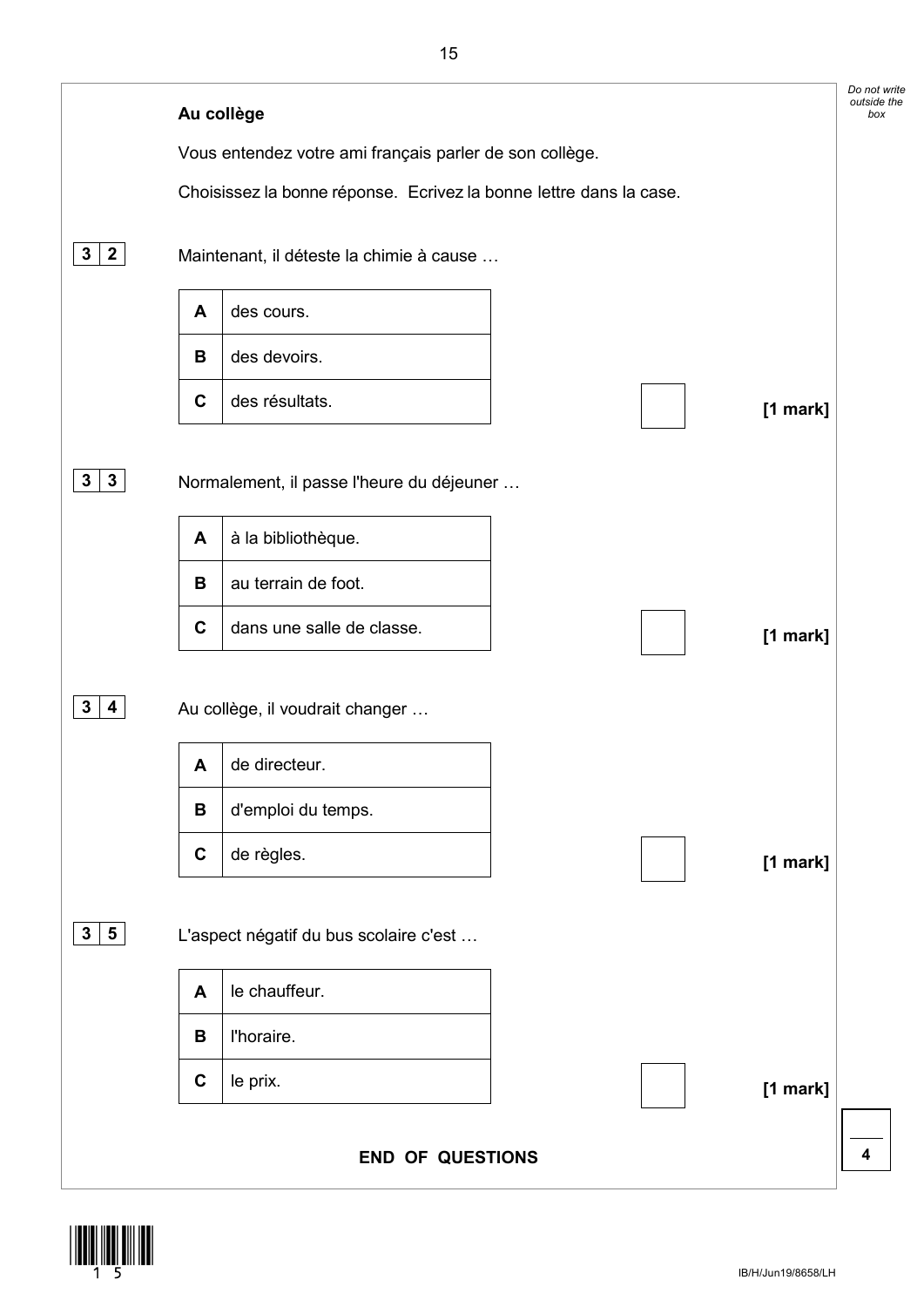**Au collège**

Vous entendez votre ami français parler de son collège.

Choisissez la bonne réponse. Ecrivez la bonne lettre dans la case.

**3 2** Maintenant, il déteste la chimie à cause …

| | |
|---|---|
| **A** | des cours. |
| **B** | des devoirs. |
| **C** | des résultats. |

☐ **[1 mark]**

**3 3** Normalement, il passe l'heure du déjeuner …

| | |
|---|---|
| **A** | à la bibliothèque. |
| **B** | au terrain de foot. |
| **C** | dans une salle de classe. |

☐ **[1 mark]**

**3 4** Au collège, il voudrait changer …

| | |
|---|---|
| **A** | de directeur. |
| **B** | d'emploi du temps. |
| **C** | de règles. |

☐ **[1 mark]**

**3 5** L'aspect négatif du bus scolaire c'est …

| | |
|---|---|
| **A** | le chauffeur. |
| **B** | l'horaire. |
| **C** | le prix. |

☐ **[1 mark]**

**END OF QUESTIONS**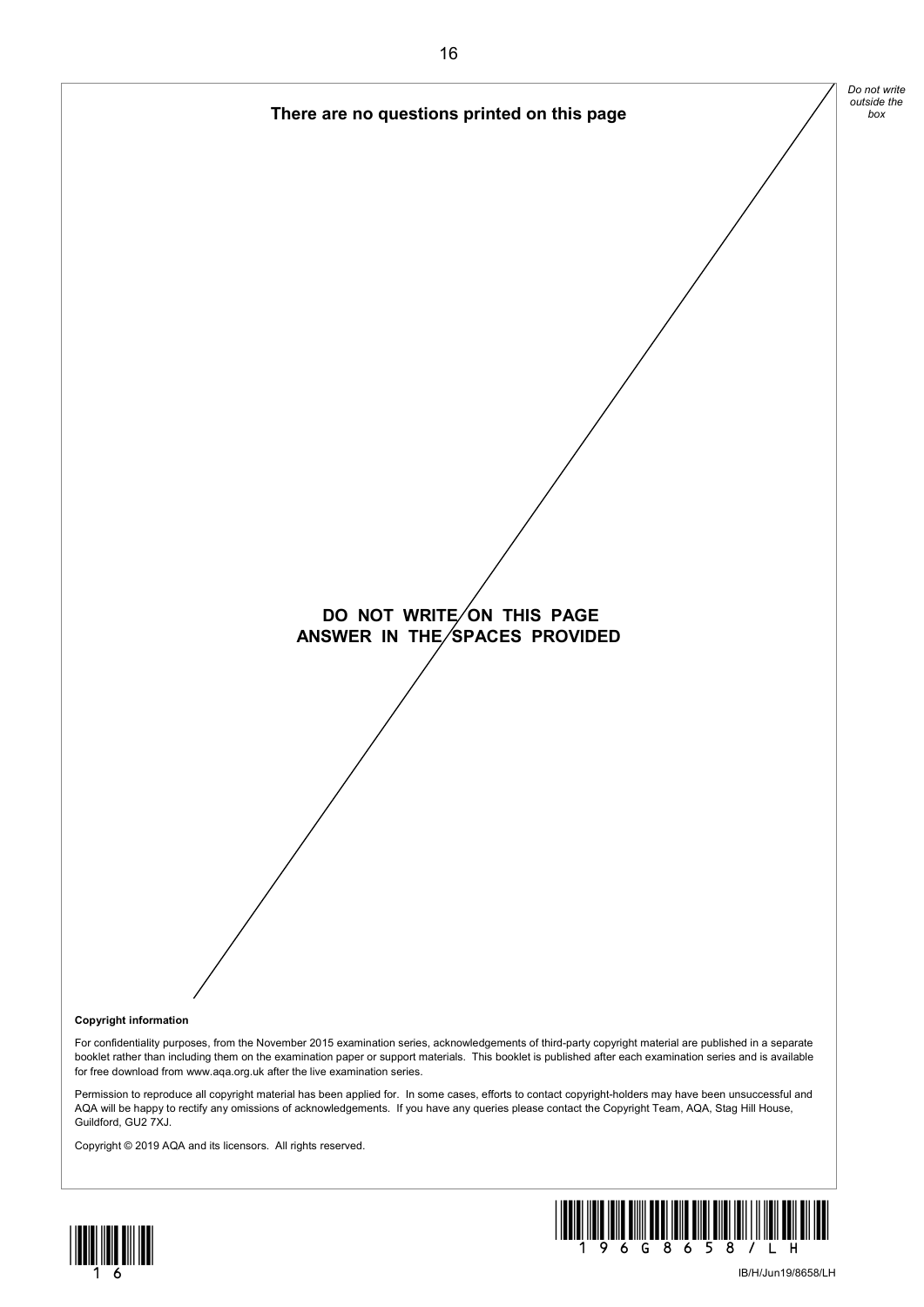**There are no questions printed on this page**

**DO NOT WRITE ON THIS PAGE**
**ANSWER IN THE SPACES PROVIDED**

**Copyright information**

For confidentiality purposes, from the November 2015 examination series, acknowledgements of third-party copyright material are published in a separate booklet rather than including them on the examination paper or support materials. This booklet is published after each examination series and is available for free download from www.aqa.org.uk after the live examination series.

Permission to reproduce all copyright material has been applied for. In some cases, efforts to contact copyright-holders may have been unsuccessful and AQA will be happy to rectify any omissions of acknowledgements. If you have any queries please contact the Copyright Team, AQA, Stag Hill House, Guildford, GU2 7XJ.

Copyright © 2019 AQA and its licensors. All rights reserved.